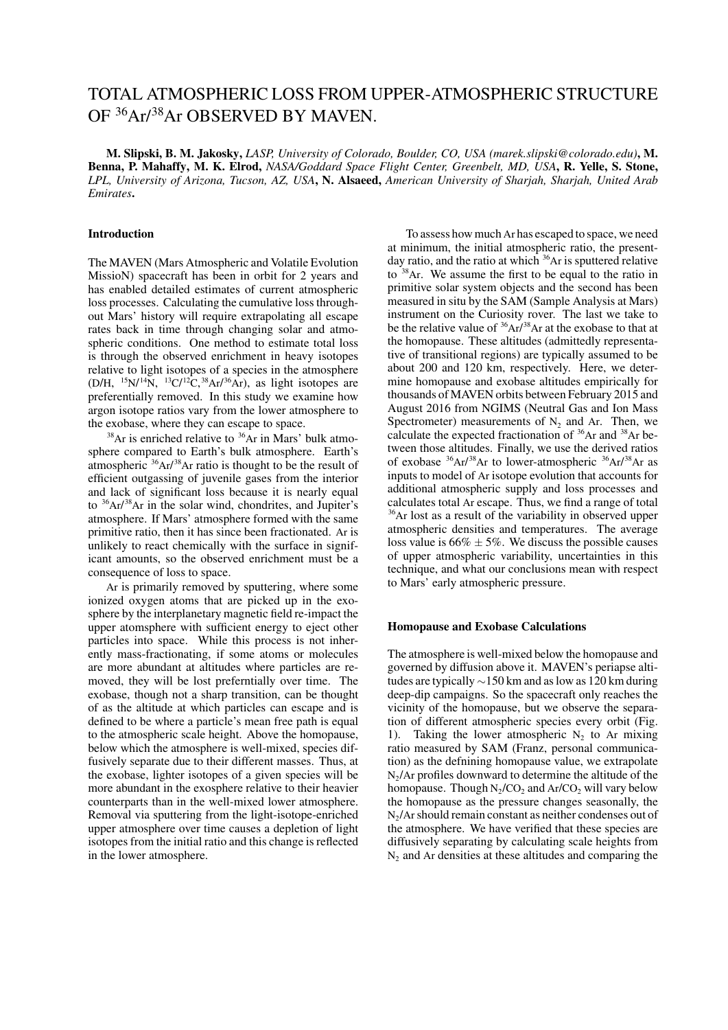# TOTAL ATMOSPHERIC LOSS FROM UPPER-ATMOSPHERIC STRUCTURE OF $^{36}Ar/^{38}Ar$ OBSERVED BY MAVEN.

**M. Slipski, B. M. Jakosky,** *LASP, University of Colorado, Boulder, CO, USA (marek.slipski@colorado.edu)*, **M. Benna, P. Mahaffy, M. K. Elrod,** *NASA/Goddard Space Flight Center, Greenbelt, MD, USA*, **R. Yelle, S. Stone,** *LPL, University of Arizona, Tucson, AZ, USA*, **N. Alsaeed,** *American University of Sharjah, Sharjah, United Arab Emirates*.

### Introduction

The MAVEN (Mars Atmospheric and Volatile Evolution MissioN) spacecraft has been in orbit for 2 years and has enabled detailed estimates of current atmospheric loss processes. Calculating the cumulative loss throughout Mars' history will require extrapolating all escape rates back in time through changing solar and atmospheric conditions. One method to estimate total loss is through the observed enrichment in heavy isotopes relative to light isotopes of a species in the atmosphere (D/H, $^{15}N/^{14}N$, $^{13}C/^{12}C$, $^{38}Ar/^{36}Ar$), as light isotopes are preferentially removed. In this study we examine how argon isotope ratios vary from the lower atmosphere to the exobase, where they can escape to space.

$^{38}Ar$ is enriched relative to $^{36}Ar$ in Mars' bulk atmosphere compared to Earth's bulk atmosphere. Earth's atmospheric $^{36}Ar/^{38}Ar$ ratio is thought to be the result of efficient outgassing of juvenile gases from the interior and lack of significant loss because it is nearly equal to $^{36}Ar/^{38}Ar$ in the solar wind, chondrites, and Jupiter's atmosphere. If Mars' atmosphere formed with the same primitive ratio, then it has since been fractionated. Ar is unlikely to react chemically with the surface in significant amounts, so the observed enrichment must be a consequence of loss to space.

Ar is primarily removed by sputtering, where some ionized oxygen atoms that are picked up in the exosphere by the interplanetary magnetic field re-impact the upper atomsphere with sufficient energy to eject other particles into space. While this process is not inherently mass-fractionating, if some atoms or molecules are more abundant at altitudes where particles are removed, they will be lost preferntially over time. The exobase, though not a sharp transition, can be thought of as the altitude at which particles can escape and is defined to be where a particle's mean free path is equal to the atmospheric scale height. Above the homopause, below which the atmosphere is well-mixed, species diffusively separate due to their different masses. Thus, at the exobase, lighter isotopes of a given species will be more abundant in the exosphere relative to their heavier counterparts than in the well-mixed lower atmosphere. Removal via sputtering from the light-isotope-enriched upper atmosphere over time causes a depletion of light isotopes from the initial ratio and this change is reflected in the lower atmosphere.

To assess how much Ar has escaped to space, we need at minimum, the initial atmospheric ratio, the present-day ratio, and the ratio at which $^{36}Ar$ is sputtered relative to $^{38}Ar$. We assume the first to be equal to the ratio in primitive solar system objects and the second has been measured in situ by the SAM (Sample Analysis at Mars) instrument on the Curiosity rover. The last we take to be the relative value of $^{36}Ar/^{38}Ar$ at the exobase to that at the homopause. These altitudes (admittedly representative of transitional regions) are typically assumed to be about 200 and 120 km, respectively. Here, we determine homopause and exobase altitudes empirically for thousands of MAVEN orbits between February 2015 and August 2016 from NGIMS (Neutral Gas and Ion Mass Spectrometer) measurements of $N_2$ and Ar. Then, we calculate the expected fractionation of $^{36}Ar$ and $^{38}Ar$ between those altitudes. Finally, we use the derived ratios of exobase $^{36}Ar/^{38}Ar$ to lower-atmospheric $^{36}Ar/^{38}Ar$ as inputs to model of Ar isotope evolution that accounts for additional atmospheric supply and loss processes and calculates total Ar escape. Thus, we find a range of total $^{36}Ar$ lost as a result of the variability in observed upper atmospheric densities and temperatures. The average loss value is $66\% \pm 5\%$. We discuss the possible causes of upper atmospheric variability, uncertainties in this technique, and what our conclusions mean with respect to Mars' early atmospheric pressure.

### Homopause and Exobase Calculations

The atmosphere is well-mixed below the homopause and governed by diffusion above it. MAVEN's periapse altitudes are typically ∼150 km and as low as 120 km during deep-dip campaigns. So the spacecraft only reaches the vicinity of the homopause, but we observe the separation of different atmospheric species every orbit (Fig. 1). Taking the lower atmospheric $N_2$ to Ar mixing ratio measured by SAM (Franz, personal communication) as the defnining homopause value, we extrapolate $N_2$/Ar profiles downward to determine the altitude of the homopause. Though $N_2/CO_2$ and $Ar/CO_2$ will vary below the homopause as the pressure changes seasonally, the $N_2$/Ar should remain constant as neither condenses out of the atmosphere. We have verified that these species are diffusively separating by calculating scale heights from $N_2$ and Ar densities at these altitudes and comparing the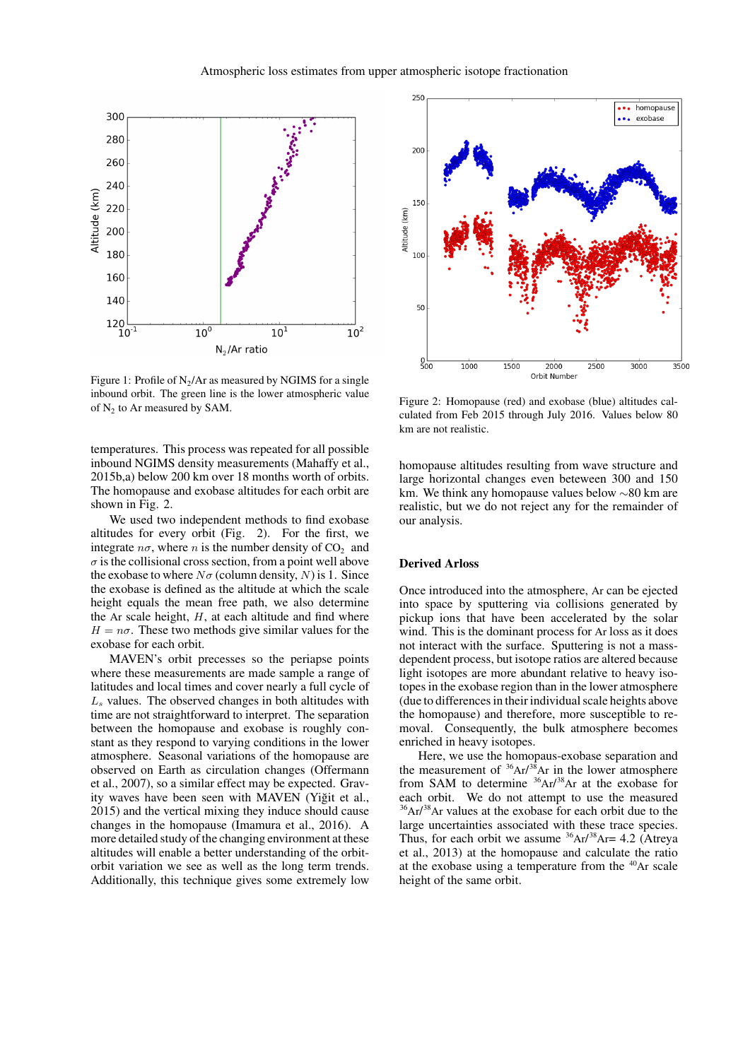Figure 1: Profile of $N_2$/Ar as measured by NGIMS for a single inbound orbit. The green line is the lower atmospheric value of $N_2$ to Ar measured by SAM.

temperatures. This process was repeated for all possible inbound NGIMS density measurements (Mahaffy et al., 2015b,a) below 200 km over 18 months worth of orbits. The homopause and exobase altitudes for each orbit are shown in Fig. 2.

We used two independent methods to find exobase altitudes for every orbit (Fig. 2). For the first, we integrate $n\sigma$, where $n$ is the number density of $CO_2$ and $\sigma$ is the collisional cross section, from a point well above the exobase to where $N\sigma$ (column density, $N$) is 1. Since the exobase is defined as the altitude at which the scale height equals the mean free path, we also determine the Ar scale height, $H$, at each altitude and find where $H = n\sigma$. These two methods give similar values for the exobase for each orbit.

MAVEN's orbit precesses so the periapse points where these measurements are made sample a range of latitudes and local times and cover nearly a full cycle of $L_s$ values. The observed changes in both altitudes with time are not straightforward to interpret. The separation between the homopause and exobase is roughly constant as they respond to varying conditions in the lower atmosphere. Seasonal variations of the homopause are observed on Earth as circulation changes (Offermann et al., 2007), so a similar effect may be expected. Gravity waves have been seen with MAVEN (Yiğit et al., 2015) and the vertical mixing they induce should cause changes in the homopause (Imamura et al., 2016). A more detailed study of the changing environment at these altitudes will enable a better understanding of the orbit-orbit variation we see as well as the long term trends. Additionally, this technique gives some extremely low

Figure 2: Homopause (red) and exobase (blue) altitudes calculated from Feb 2015 through July 2016. Values below 80 km are not realistic.

homopause altitudes resulting from wave structure and large horizontal changes even beteween 300 and 150 km. We think any homopause values below ~80 km are realistic, but we do not reject any for the remainder of our analysis.

## Derived Arloss

Once introduced into the atmosphere, Ar can be ejected into space by sputtering via collisions generated by pickup ions that have been accelerated by the solar wind. This is the dominant process for Ar loss as it does not interact with the surface. Sputtering is not a mass-dependent process, but isotope ratios are altered because light isotopes are more abundant relative to heavy isotopes in the exobase region than in the lower atmosphere (due to differences in their individual scale heights above the homopause) and therefore, more susceptible to removal. Consequently, the bulk atmosphere becomes enriched in heavy isotopes.

Here, we use the homopaus-exobase separation and the measurement of $^{36}$Ar/$^{38}$Ar in the lower atmosphere from SAM to determine $^{36}$Ar/$^{38}$Ar at the exobase for each orbit. We do not attempt to use the measured $^{36}$Ar/$^{38}$Ar values at the exobase for each orbit due to the large uncertainties associated with these trace species. Thus, for each orbit we assume $^{36}$Ar/$^{38}$Ar= 4.2 (Atreya et al., 2013) at the homopause and calculate the ratio at the exobase using a temperature from the $^{40}$Ar scale height of the same orbit.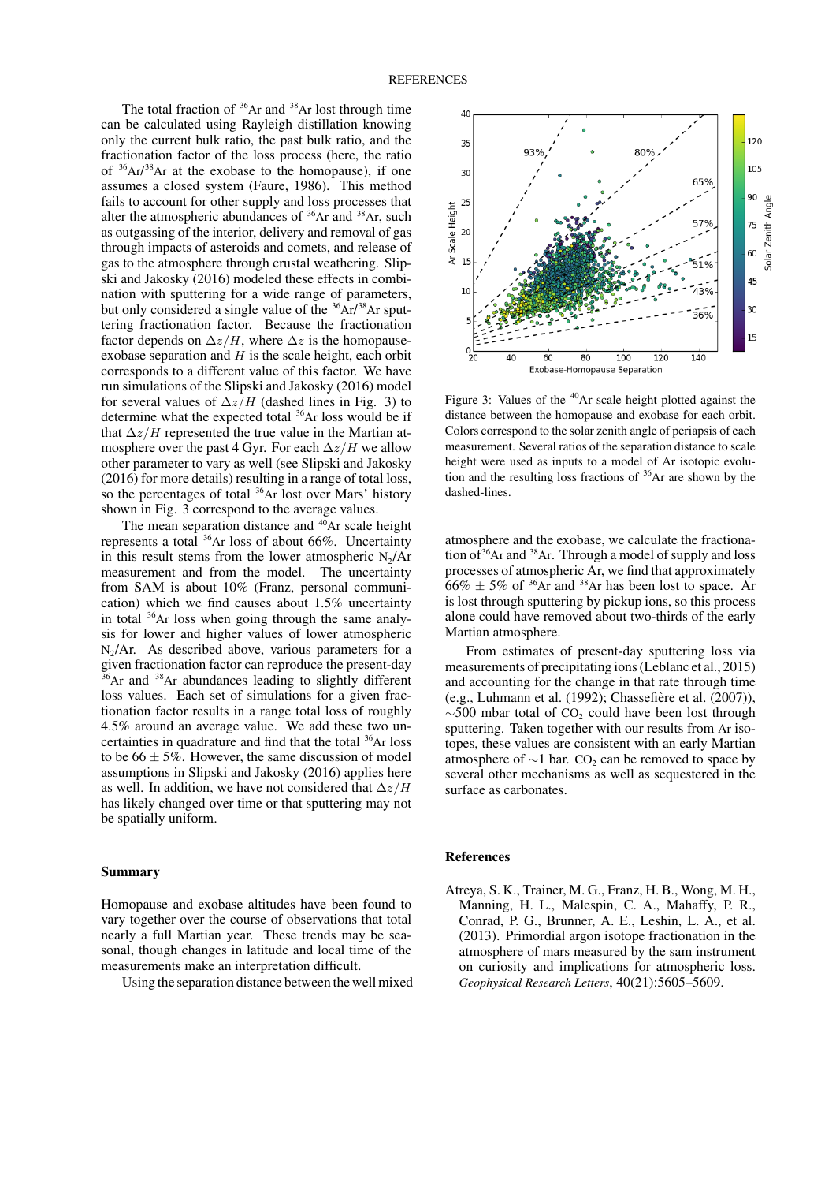The total fraction of $^{36}$Ar and $^{38}$Ar lost through time can be calculated using Rayleigh distillation knowing only the current bulk ratio, the past bulk ratio, and the fractionation factor of the loss process (here, the ratio of $^{36}$Ar/$^{38}$Ar at the exobase to the homopause), if one assumes a closed system (Faure, 1986). This method fails to account for other supply and loss processes that alter the atmospheric abundances of $^{36}$Ar and $^{38}$Ar, such as outgassing of the interior, delivery and removal of gas through impacts of asteroids and comets, and release of gas to the atmosphere through crustal weathering. Slipski and Jakosky (2016) modeled these effects in combination with sputtering for a wide range of parameters, but only considered a single value of the $^{36}$Ar/$^{38}$Ar sputtering fractionation factor. Because the fractionation factor depends on $\Delta z/H$, where $\Delta z$ is the homopause-exobase separation and $H$ is the scale height, each orbit corresponds to a different value of this factor. We have run simulations of the Slipski and Jakosky (2016) model for several values of $\Delta z/H$ (dashed lines in Fig. 3) to determine what the expected total $^{36}$Ar loss would be if that $\Delta z/H$ represented the true value in the Martian atmosphere over the past 4 Gyr. For each $\Delta z/H$ we allow other parameter to vary as well (see Slipski and Jakosky (2016) for more details) resulting in a range of total loss, so the percentages of total $^{36}$Ar lost over Mars' history shown in Fig. 3 correspond to the average values.

The mean separation distance and $^{40}$Ar scale height represents a total $^{36}$Ar loss of about 66%. Uncertainty in this result stems from the lower atmospheric $N_2$/Ar measurement and from the model. The uncertainty from SAM is about 10% (Franz, personal communication) which we find causes about 1.5% uncertainty in total $^{36}$Ar loss when going through the same analysis for lower and higher values of lower atmospheric $N_2$/Ar. As described above, various parameters for a given fractionation factor can reproduce the present-day $^{36}$Ar and $^{38}$Ar abundances leading to slightly different loss values. Each set of simulations for a given fractionation factor results in a range total loss of roughly 4.5% around an average value. We add these two uncertainties in quadrature and find that the total $^{36}$Ar loss to be $66 \pm 5\%$. However, the same discussion of model assumptions in Slipski and Jakosky (2016) applies here as well. In addition, we have not considered that $\Delta z/H$ has likely changed over time or that sputtering may not be spatially uniform.

## Summary

Homopause and exobase altitudes have been found to vary together over the course of observations that total nearly a full Martian year. These trends may be seasonal, though changes in latitude and local time of the measurements make an interpretation difficult.

Using the separation distance between the well mixed atmosphere and the exobase, we calculate the fractionation of $^{36}$Ar and $^{38}$Ar. Through a model of supply and loss processes of atmospheric Ar, we find that approximately $66\% \pm 5\%$ of $^{36}$Ar and $^{38}$Ar has been lost to space. Ar is lost through sputtering by pickup ions, so this process alone could have removed about two-thirds of the early Martian atmosphere.

From estimates of present-day sputtering loss via measurements of precipitating ions (Leblanc et al., 2015) and accounting for the change in that rate through time (e.g., Luhmann et al. (1992); Chassefière et al. (2007)), $\sim$500 mbar total of $CO_2$ could have been lost through sputtering. Taken together with our results from Ar isotopes, these values are consistent with an early Martian atmosphere of $\sim$1 bar. $CO_2$ can be removed to space by several other mechanisms as well as sequestered in the surface as carbonates.

Figure 3: Values of the $^{40}$Ar scale height plotted against the distance between the homopause and exobase for each orbit. Colors correspond to the solar zenith angle of periapsis of each measurement. Several ratios of the separation distance to scale height were used as inputs to a model of Ar isotopic evolution and the resulting loss fractions of $^{36}$Ar are shown by the dashed-lines.

## References

Atreya, S. K., Trainer, M. G., Franz, H. B., Wong, M. H., Manning, H. L., Malespin, C. A., Mahaffy, P. R., Conrad, P. G., Brunner, A. E., Leshin, L. A., et al. (2013). Primordial argon isotope fractionation in the atmosphere of mars measured by the sam instrument on curiosity and implications for atmospheric loss. *Geophysical Research Letters*, 40(21):5605–5609.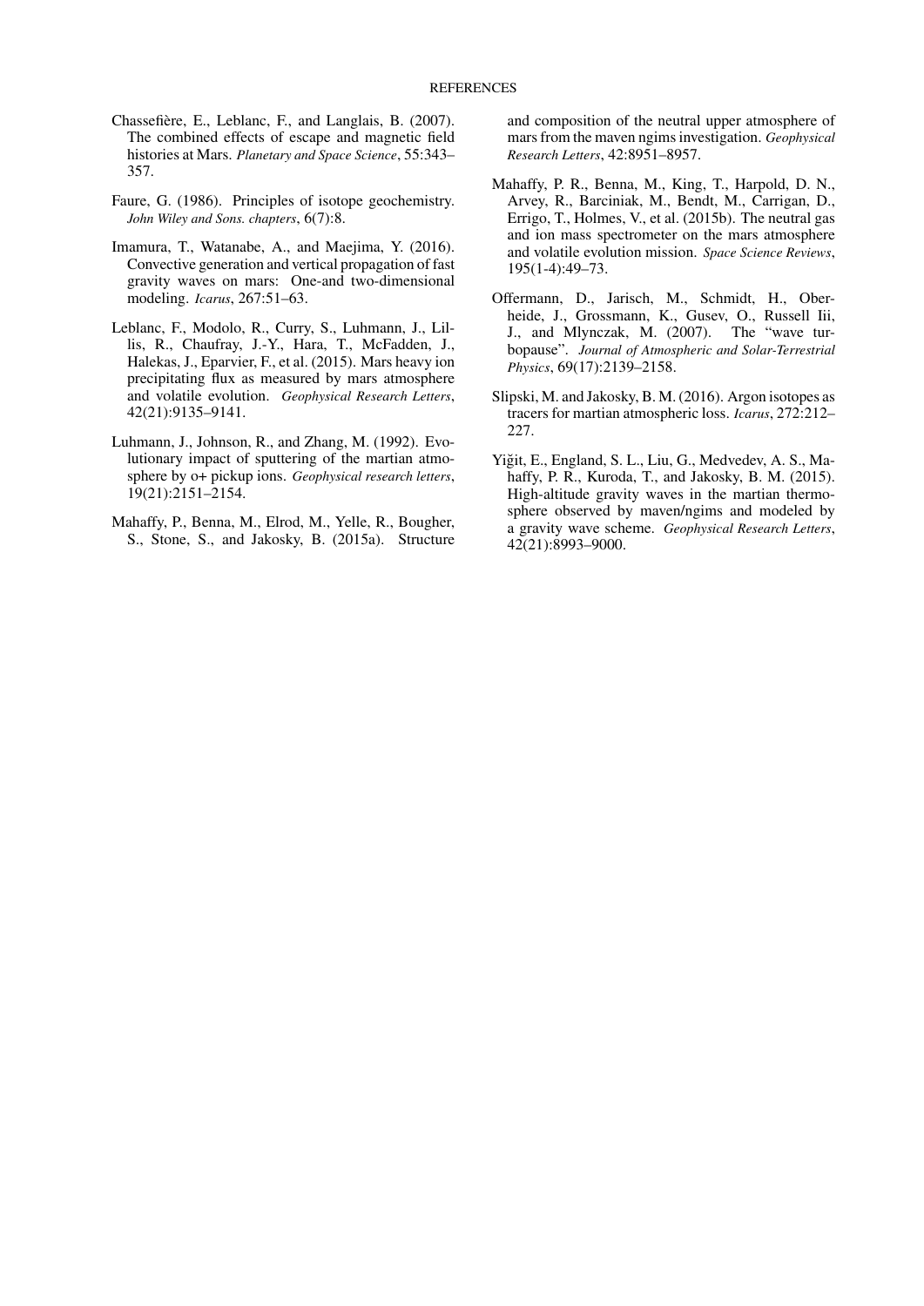# REFERENCES

Chassefière, E., Leblanc, F., and Langlais, B. (2007). The combined effects of escape and magnetic field histories at Mars. *Planetary and Space Science*, 55:343–357.

Faure, G. (1986). Principles of isotope geochemistry. *John Wiley and Sons. chapters*, 6(7):8.

Imamura, T., Watanabe, A., and Maejima, Y. (2016). Convective generation and vertical propagation of fast gravity waves on mars: One-and two-dimensional modeling. *Icarus*, 267:51–63.

Leblanc, F., Modolo, R., Curry, S., Luhmann, J., Lillis, R., Chaufray, J.-Y., Hara, T., McFadden, J., Halekas, J., Eparvier, F., et al. (2015). Mars heavy ion precipitating flux as measured by mars atmosphere and volatile evolution. *Geophysical Research Letters*, 42(21):9135–9141.

Luhmann, J., Johnson, R., and Zhang, M. (1992). Evolutionary impact of sputtering of the martian atmosphere by o+ pickup ions. *Geophysical research letters*, 19(21):2151–2154.

Mahaffy, P., Benna, M., Elrod, M., Yelle, R., Bougher, S., Stone, S., and Jakosky, B. (2015a). Structure and composition of the neutral upper atmosphere of mars from the maven ngims investigation. *Geophysical Research Letters*, 42:8951–8957.

Mahaffy, P. R., Benna, M., King, T., Harpold, D. N., Arvey, R., Barciniak, M., Bendt, M., Carrigan, D., Errigo, T., Holmes, V., et al. (2015b). The neutral gas and ion mass spectrometer on the mars atmosphere and volatile evolution mission. *Space Science Reviews*, 195(1-4):49–73.

Offermann, D., Jarisch, M., Schmidt, H., Oberheide, J., Grossmann, K., Gusev, O., Russell Iii, J., and Mlynczak, M. (2007). The "wave turbopause". *Journal of Atmospheric and Solar-Terrestrial Physics*, 69(17):2139–2158.

Slipski, M. and Jakosky, B. M. (2016). Argon isotopes as tracers for martian atmospheric loss. *Icarus*, 272:212–227.

Yiğit, E., England, S. L., Liu, G., Medvedev, A. S., Mahaffy, P. R., Kuroda, T., and Jakosky, B. M. (2015). High-altitude gravity waves in the martian thermosphere observed by maven/ngims and modeled by a gravity wave scheme. *Geophysical Research Letters*, 42(21):8993–9000.